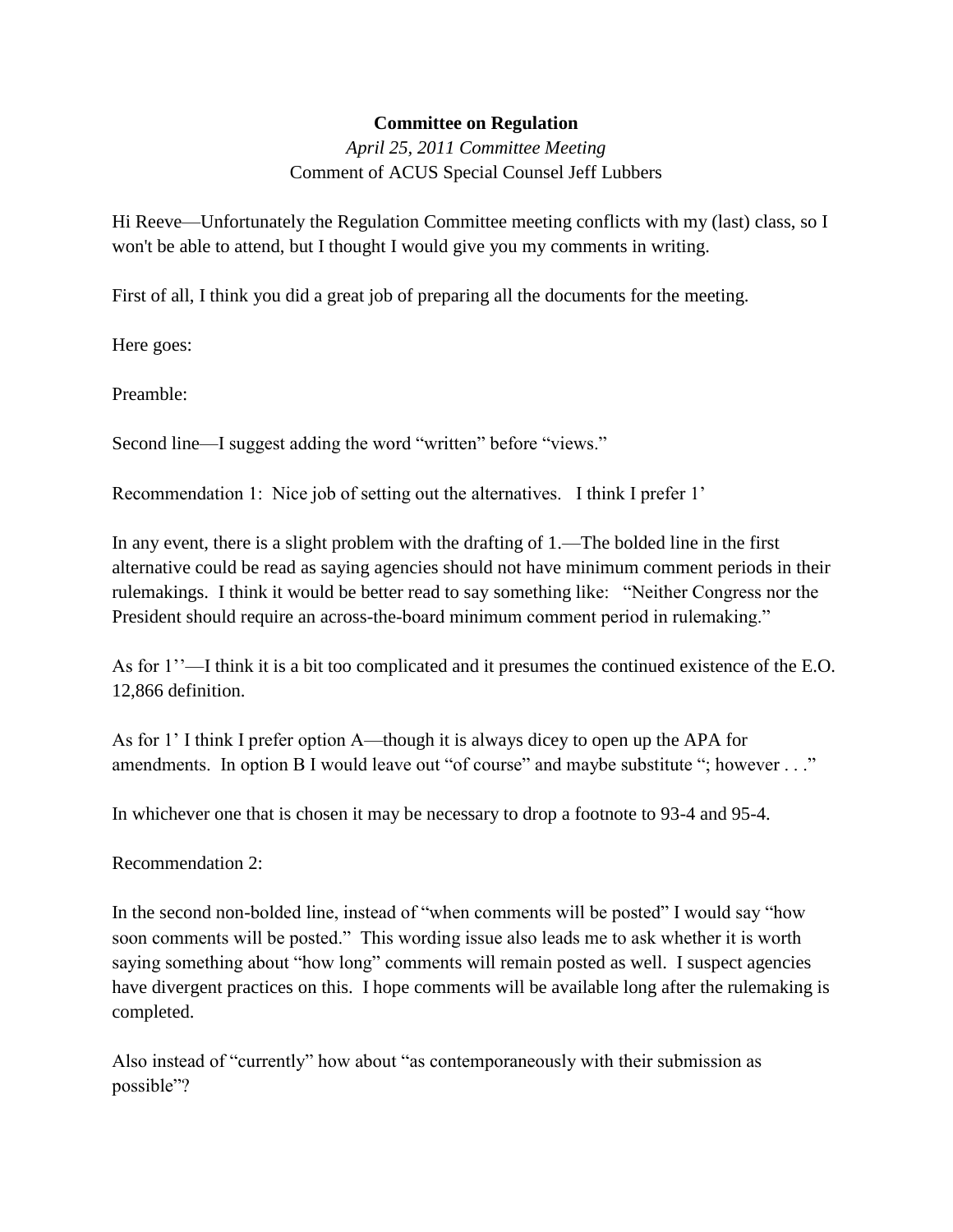**Committee on Regulation**

*April 25, 2011 Committee Meeting*

Comment of ACUS Special Counsel Jeff Lubbers

Hi Reeve—Unfortunately the Regulation Committee meeting conflicts with my (last) class, so I won't be able to attend, but I thought I would give you my comments in writing.

First of all, I think you did a great job of preparing all the documents for the meeting.

Here goes:

Preamble:

Second line—I suggest adding the word "written" before "views."

Recommendation 1: Nice job of setting out the alternatives. I think I prefer 1'

In any event, there is a slight problem with the drafting of 1.—The bolded line in the first alternative could be read as saying agencies should not have minimum comment periods in their rulemakings. I think it would be better read to say something like: "Neither Congress nor the President should require an across-the-board minimum comment period in rulemaking."

As for 1''—I think it is a bit too complicated and it presumes the continued existence of the E.O. 12,866 definition.

As for 1' I think I prefer option A—though it is always dicey to open up the APA for amendments. In option B I would leave out "of course" and maybe substitute "; however . . ."

In whichever one that is chosen it may be necessary to drop a footnote to 93-4 and 95-4.

Recommendation 2:

In the second non-bolded line, instead of "when comments will be posted" I would say "how soon comments will be posted." This wording issue also leads me to ask whether it is worth saying something about "how long" comments will remain posted as well. I suspect agencies have divergent practices on this. I hope comments will be available long after the rulemaking is completed.

Also instead of "currently" how about "as contemporaneously with their submission as possible"?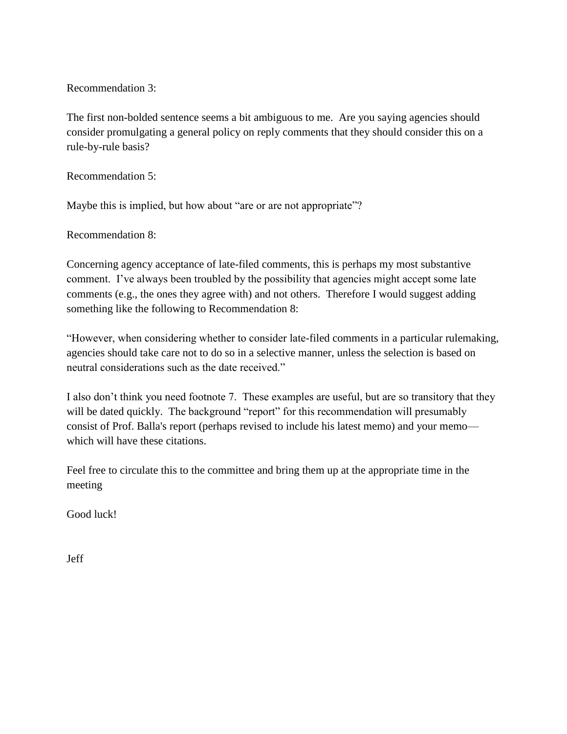Recommendation 3:

The first non-bolded sentence seems a bit ambiguous to me. Are you saying agencies should consider promulgating a general policy on reply comments that they should consider this on a rule-by-rule basis?

Recommendation 5:

Maybe this is implied, but how about "are or are not appropriate"?

Recommendation 8:

Concerning agency acceptance of late-filed comments, this is perhaps my most substantive comment. I've always been troubled by the possibility that agencies might accept some late comments (e.g., the ones they agree with) and not others. Therefore I would suggest adding something like the following to Recommendation 8:

"However, when considering whether to consider late-filed comments in a particular rulemaking, agencies should take care not to do so in a selective manner, unless the selection is based on neutral considerations such as the date received."

I also don't think you need footnote 7. These examples are useful, but are so transitory that they will be dated quickly. The background "report" for this recommendation will presumably consist of Prof. Balla's report (perhaps revised to include his latest memo) and your memo—which will have these citations.

Feel free to circulate this to the committee and bring them up at the appropriate time in the meeting

Good luck!

Jeff